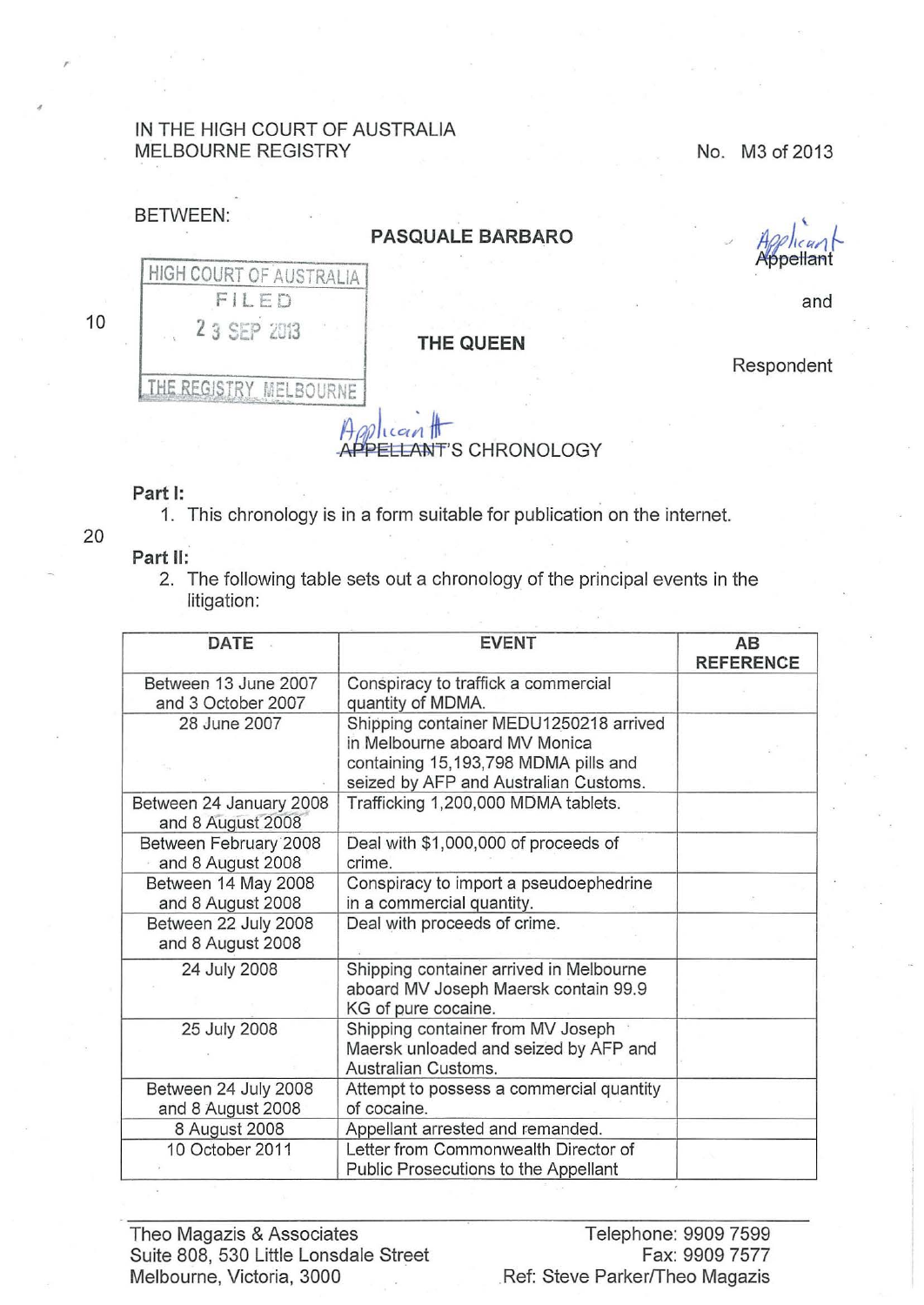IN THE HIGH COURT OF AUSTRALIA
MELBOURNE REGISTRY

No. M3 of 2013

BETWEEN:

**PASQUALE BARBARO**

Applicant

and

HIGH COURT OF AUSTRALIA
FILED
23 SEP 2013
THE REGISTRY MELBOURNE

**THE QUEEN**

Respondent

APPLICANT'S CHRONOLOGY

**Part I:**

1. This chronology is in a form suitable for publication on the internet.

**Part II:**

2. The following table sets out a chronology of the principal events in the litigation:

| DATE | EVENT | AB REFERENCE |
|---|---|---|
| Between 13 June 2007 and 3 October 2007 | Conspiracy to traffick a commercial quantity of MDMA. | |
| 28 June 2007 | Shipping container MEDU1250218 arrived in Melbourne aboard MV Monica containing 15,193,798 MDMA pills and seized by AFP and Australian Customs. | |
| Between 24 January 2008 and 8 August 2008 | Trafficking 1,200,000 MDMA tablets. | |
| Between February 2008 and 8 August 2008 | Deal with $1,000,000 of proceeds of crime. | |
| Between 14 May 2008 and 8 August 2008 | Conspiracy to import a pseudoephedrine in a commercial quantity. | |
| Between 22 July 2008 and 8 August 2008 | Deal with proceeds of crime. | |
| 24 July 2008 | Shipping container arrived in Melbourne aboard MV Joseph Maersk contain 99.9 KG of pure cocaine. | |
| 25 July 2008 | Shipping container from MV Joseph Maersk unloaded and seized by AFP and Australian Customs. | |
| Between 24 July 2008 and 8 August 2008 | Attempt to possess a commercial quantity of cocaine. | |
| 8 August 2008 | Appellant arrested and remanded. | |
| 10 October 2011 | Letter from Commonwealth Director of Public Prosecutions to the Appellant | |

Theo Magazis & Associates
Suite 808, 530 Little Lonsdale Street
Melbourne, Victoria, 3000

Telephone: 9909 7599
Fax: 9909 7577
Ref: Steve Parker/Theo Magazis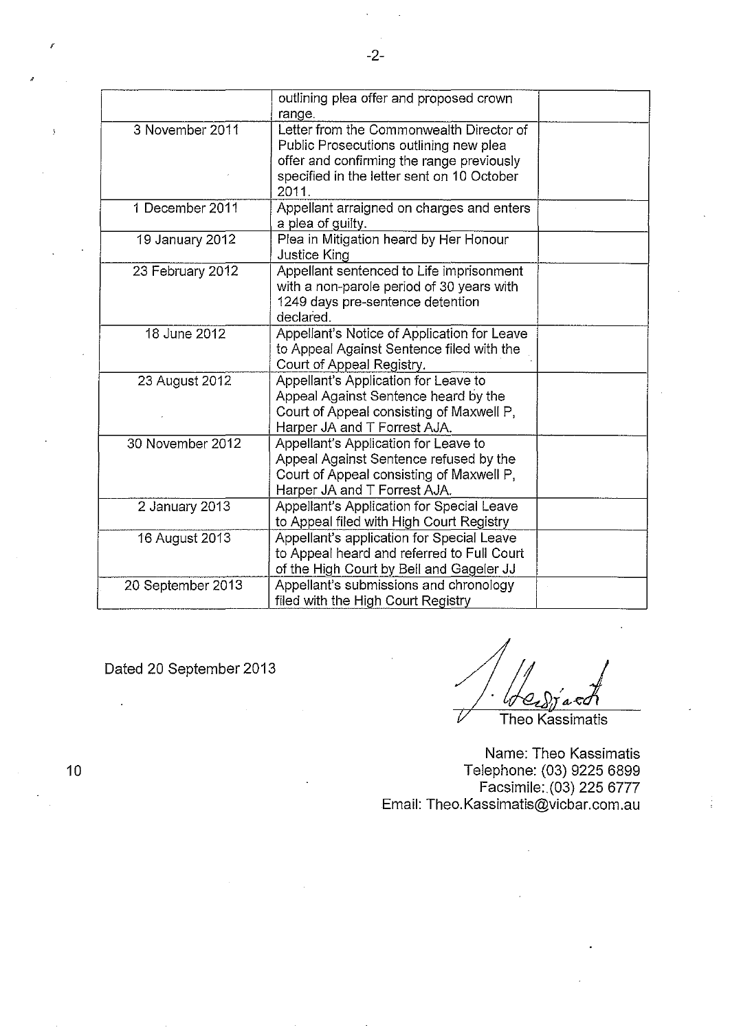| | | |
|---|---|---|
| | outlining plea offer and proposed crown range. | |
| 3 November 2011 | Letter from the Commonwealth Director of Public Prosecutions outlining new plea offer and confirming the range previously specified in the letter sent on 10 October 2011. | |
| 1 December 2011 | Appellant arraigned on charges and enters a plea of guilty. | |
| 19 January 2012 | Plea in Mitigation heard by Her Honour Justice King | |
| 23 February 2012 | Appellant sentenced to Life imprisonment with a non-parole period of 30 years with 1249 days pre-sentence detention declared. | |
| 18 June 2012 | Appellant's Notice of Application for Leave to Appeal Against Sentence filed with the Court of Appeal Registry. | |
| 23 August 2012 | Appellant's Application for Leave to Appeal Against Sentence heard by the Court of Appeal consisting of Maxwell P, Harper JA and T Forrest AJA. | |
| 30 November 2012 | Appellant's Application for Leave to Appeal Against Sentence refused by the Court of Appeal consisting of Maxwell P, Harper JA and T Forrest AJA. | |
| 2 January 2013 | Appellant's Application for Special Leave to Appeal filed with High Court Registry | |
| 16 August 2013 | Appellant's application for Special Leave to Appeal heard and referred to Full Court of the High Court by Bell and Gageler JJ | |
| 20 September 2013 | Appellant's submissions and chronology filed with the High Court Registry | |

Dated 20 September 2013

Theo Kassimatis

Name: Theo Kassimatis
Telephone: (03) 9225 6899
Facsimile: (03) 225 6777
Email: Theo.Kassimatis@vicbar.com.au